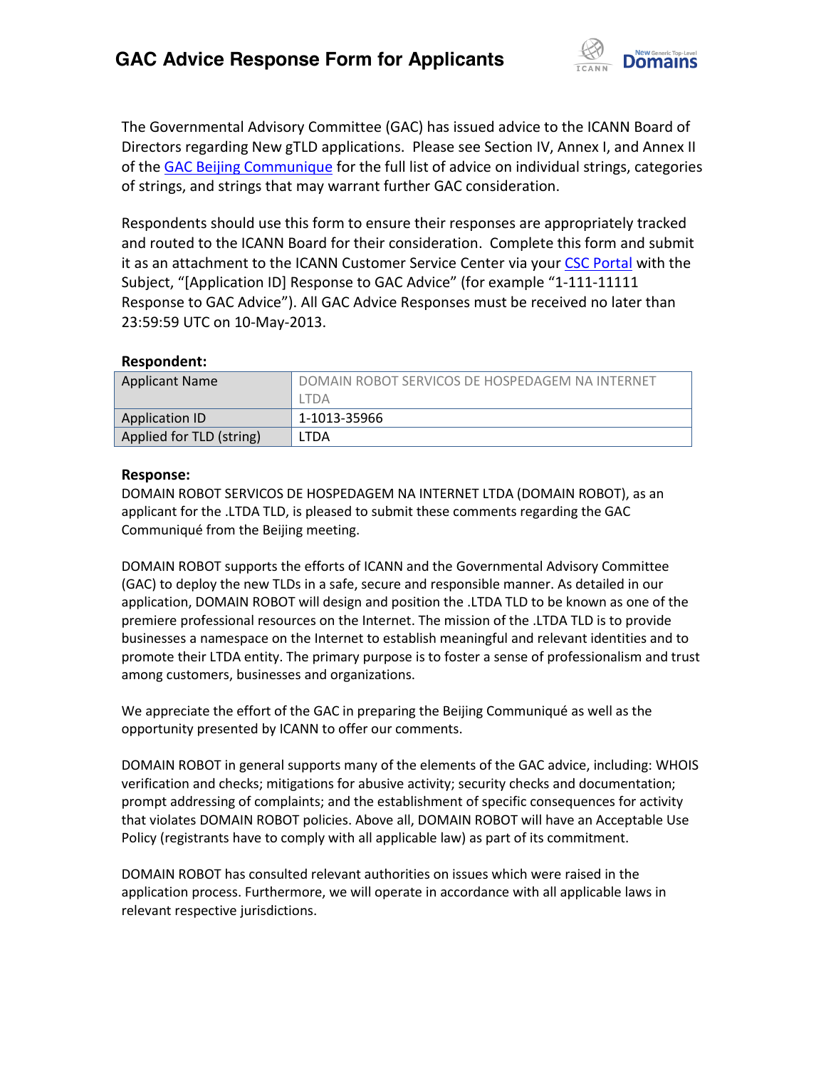# GAC Advice Response Form for Applicants

The Governmental Advisory Committee (GAC) has issued advice to the ICANN Board of Directors regarding New gTLD applications. Please see Section IV, Annex I, and Annex II of the GAC Beijing Communique for the full list of advice on individual strings, categories of strings, and strings that may warrant further GAC consideration.

Respondents should use this form to ensure their responses are appropriately tracked and routed to the ICANN Board for their consideration. Complete this form and submit it as an attachment to the ICANN Customer Service Center via your CSC Portal with the Subject, "[Application ID] Response to GAC Advice" (for example "1-111-11111 Response to GAC Advice"). All GAC Advice Responses must be received no later than 23:59:59 UTC on 10-May-2013.

**Respondent:**

| Applicant Name | DOMAIN ROBOT SERVICOS DE HOSPEDAGEM NA INTERNET LTDA |
|---|---|
| Application ID | 1-1013-35966 |
| Applied for TLD (string) | LTDA |

**Response:**

DOMAIN ROBOT SERVICOS DE HOSPEDAGEM NA INTERNET LTDA (DOMAIN ROBOT), as an applicant for the .LTDA TLD, is pleased to submit these comments regarding the GAC Communiqué from the Beijing meeting.

DOMAIN ROBOT supports the efforts of ICANN and the Governmental Advisory Committee (GAC) to deploy the new TLDs in a safe, secure and responsible manner. As detailed in our application, DOMAIN ROBOT will design and position the .LTDA TLD to be known as one of the premiere professional resources on the Internet. The mission of the .LTDA TLD is to provide businesses a namespace on the Internet to establish meaningful and relevant identities and to promote their LTDA entity. The primary purpose is to foster a sense of professionalism and trust among customers, businesses and organizations.

We appreciate the effort of the GAC in preparing the Beijing Communiqué as well as the opportunity presented by ICANN to offer our comments.

DOMAIN ROBOT in general supports many of the elements of the GAC advice, including: WHOIS verification and checks; mitigations for abusive activity; security checks and documentation; prompt addressing of complaints; and the establishment of specific consequences for activity that violates DOMAIN ROBOT policies. Above all, DOMAIN ROBOT will have an Acceptable Use Policy (registrants have to comply with all applicable law) as part of its commitment.

DOMAIN ROBOT has consulted relevant authorities on issues which were raised in the application process. Furthermore, we will operate in accordance with all applicable laws in relevant respective jurisdictions.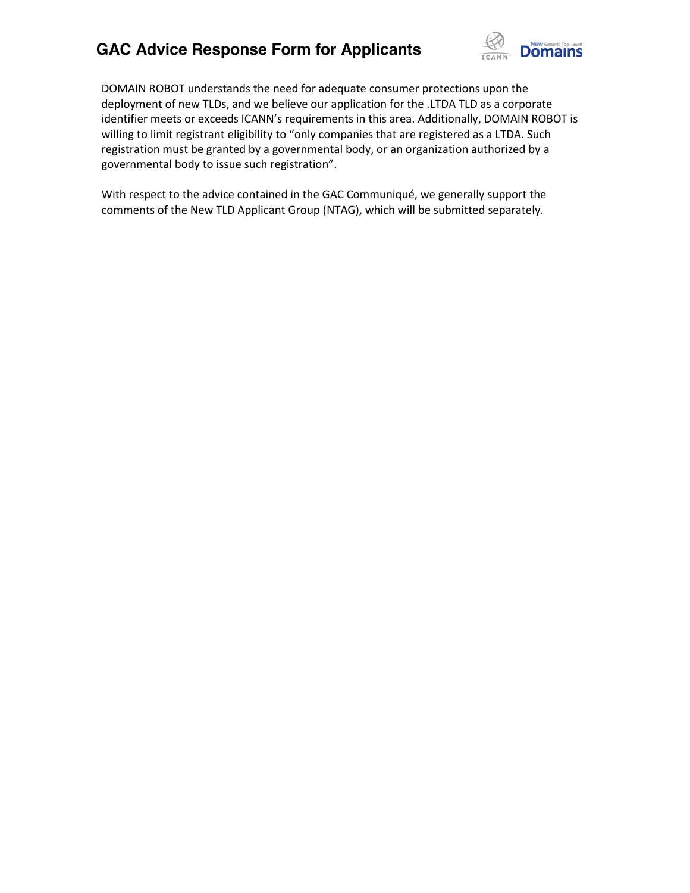DOMAIN ROBOT understands the need for adequate consumer protections upon the deployment of new TLDs, and we believe our application for the .LTDA TLD as a corporate identifier meets or exceeds ICANN's requirements in this area. Additionally, DOMAIN ROBOT is willing to limit registrant eligibility to "only companies that are registered as a LTDA. Such registration must be granted by a governmental body, or an organization authorized by a governmental body to issue such registration".

With respect to the advice contained in the GAC Communiqué, we generally support the comments of the New TLD Applicant Group (NTAG), which will be submitted separately.